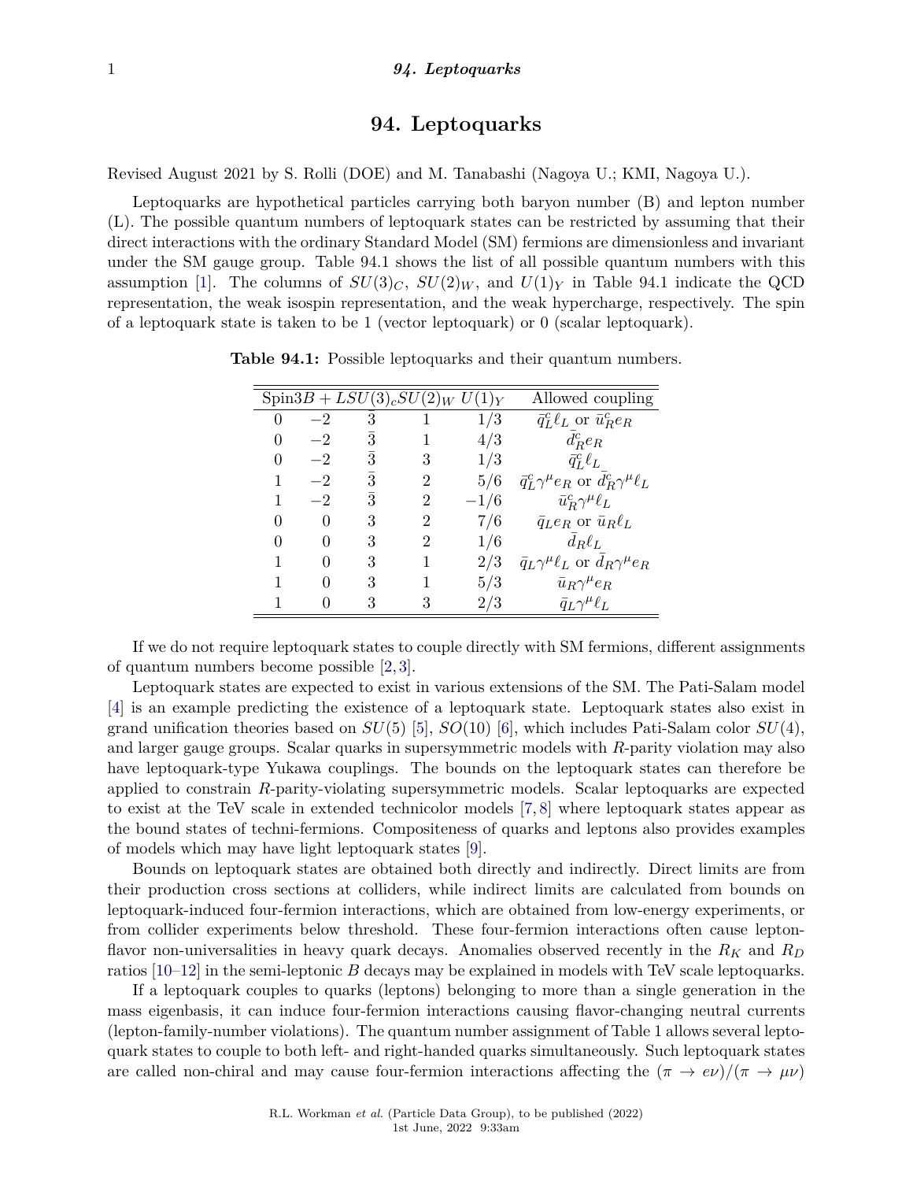# 94. Leptoquarks

Revised August 2021 by S. Rolli (DOE) and M. Tanabashi (Nagoya U.; KMI, Nagoya U.).

Leptoquarks are hypothetical particles carrying both baryon number (B) and lepton number (L). The possible quantum numbers of leptoquark states can be restricted by assuming that their direct interactions with the ordinary Standard Model (SM) fermions are dimensionless and invariant under the SM gauge group. Table 94.1 shows the list of all possible quantum numbers with this assumption [1]. The columns of $SU(3)_C$, $SU(2)_W$, and $U(1)_Y$ in Table 94.1 indicate the QCD representation, the weak isospin representation, and the weak hypercharge, respectively. The spin of a leptoquark state is taken to be 1 (vector leptoquark) or 0 (scalar leptoquark).

**Table 94.1:** Possible leptoquarks and their quantum numbers.

| Spin | $3B+L$ | $SU(3)_c$ | $SU(2)_W$ | $U(1)_Y$ | Allowed coupling |
|---|---|---|---|---|---|
| 0 | $-2$ | $\bar{3}$ | 1 | $1/3$ | $\bar{q}^c_L \ell_L$ or $\bar{u}^c_R e_R$ |
| 0 | $-2$ | $\bar{3}$ | 1 | $4/3$ | $\bar{d}^c_R e_R$ |
| 0 | $-2$ | $\bar{3}$ | 3 | $1/3$ | $\bar{q}^c_L \ell_L$ |
| 1 | $-2$ | $\bar{3}$ | 2 | $5/6$ | $\bar{q}^c_L \gamma^\mu e_R$ or $\bar{d}^c_R \gamma^\mu \ell_L$ |
| 1 | $-2$ | $\bar{3}$ | 2 | $-1/6$ | $\bar{u}^c_R \gamma^\mu \ell_L$ |
| 0 | 0 | 3 | 2 | $7/6$ | $\bar{q}_L e_R$ or $\bar{u}_R \ell_L$ |
| 0 | 0 | 3 | 2 | $1/6$ | $\bar{d}_R \ell_L$ |
| 1 | 0 | 3 | 1 | $2/3$ | $\bar{q}_L \gamma^\mu \ell_L$ or $\bar{d}_R \gamma^\mu e_R$ |
| 1 | 0 | 3 | 1 | $5/3$ | $\bar{u}_R \gamma^\mu e_R$ |
| 1 | 0 | 3 | 3 | $2/3$ | $\bar{q}_L \gamma^\mu \ell_L$ |

If we do not require leptoquark states to couple directly with SM fermions, different assignments of quantum numbers become possible [2, 3].

Leptoquark states are expected to exist in various extensions of the SM. The Pati-Salam model [4] is an example predicting the existence of a leptoquark state. Leptoquark states also exist in grand unification theories based on $SU(5)$ [5], $SO(10)$ [6], which includes Pati-Salam color $SU(4)$, and larger gauge groups. Scalar quarks in supersymmetric models with $R$-parity violation may also have leptoquark-type Yukawa couplings. The bounds on the leptoquark states can therefore be applied to constrain $R$-parity-violating supersymmetric models. Scalar leptoquarks are expected to exist at the TeV scale in extended technicolor models [7, 8] where leptoquark states appear as the bound states of techni-fermions. Compositeness of quarks and leptons also provides examples of models which may have light leptoquark states [9].

Bounds on leptoquark states are obtained both directly and indirectly. Direct limits are from their production cross sections at colliders, while indirect limits are calculated from bounds on leptoquark-induced four-fermion interactions, which are obtained from low-energy experiments, or from collider experiments below threshold. These four-fermion interactions often cause lepton-flavor non-universalities in heavy quark decays. Anomalies observed recently in the $R_K$ and $R_D$ ratios [10–12] in the semi-leptonic $B$ decays may be explained in models with TeV scale leptoquarks.

If a leptoquark couples to quarks (leptons) belonging to more than a single generation in the mass eigenbasis, it can induce four-fermion interactions causing flavor-changing neutral currents (lepton-family-number violations). The quantum number assignment of Table 1 allows several leptoquark states to couple to both left- and right-handed quarks simultaneously. Such leptoquark states are called non-chiral and may cause four-fermion interactions affecting the $(\pi \to e\nu)/(\pi \to \mu\nu)$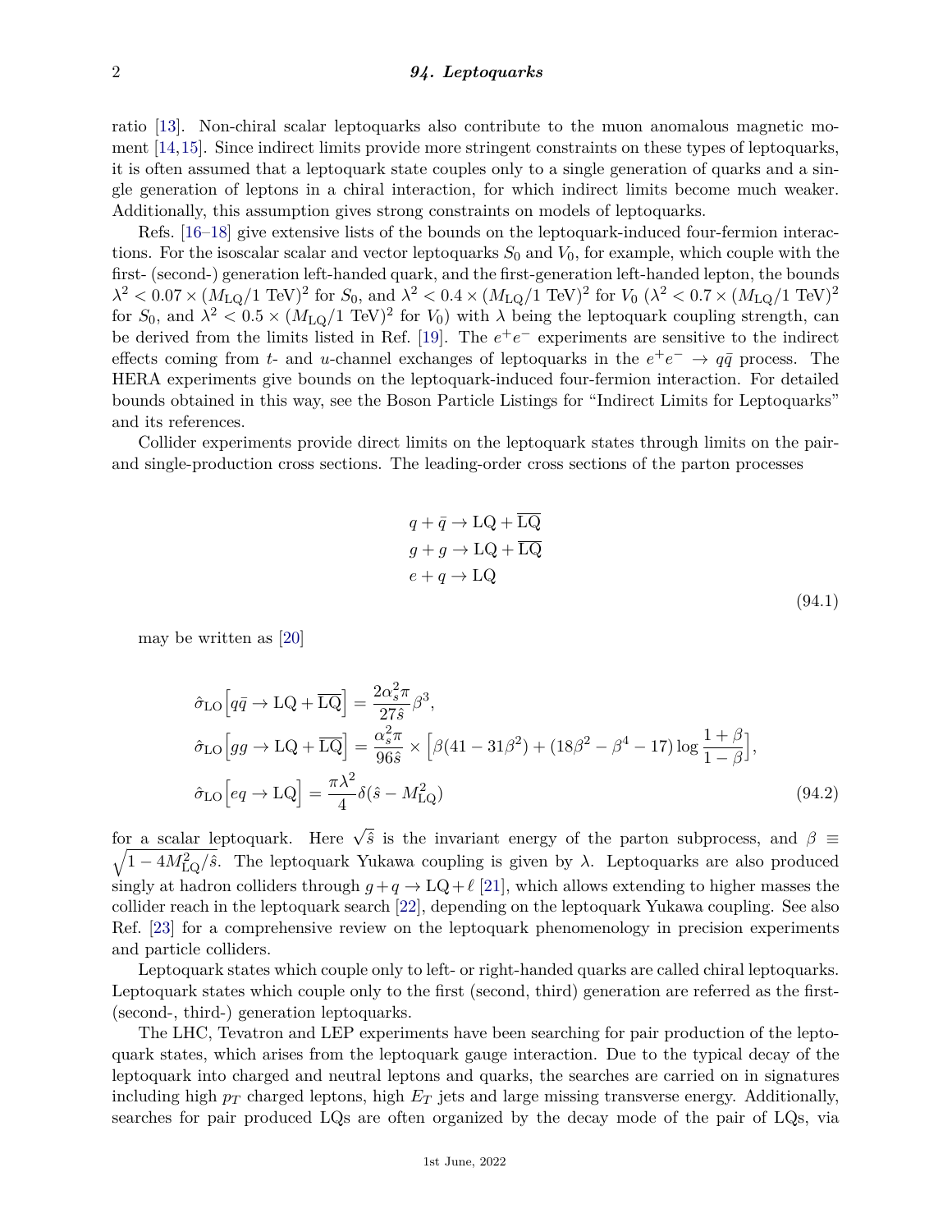ratio [13]. Non-chiral scalar leptoquarks also contribute to the muon anomalous magnetic moment [14,15]. Since indirect limits provide more stringent constraints on these types of leptoquarks, it is often assumed that a leptoquark state couples only to a single generation of quarks and a single generation of leptons in a chiral interaction, for which indirect limits become much weaker. Additionally, this assumption gives strong constraints on models of leptoquarks.

Refs. [16–18] give extensive lists of the bounds on the leptoquark-induced four-fermion interactions. For the isoscalar scalar and vector leptoquarks $S_0$ and $V_0$, for example, which couple with the first- (second-) generation left-handed quark, and the first-generation left-handed lepton, the bounds $\lambda^2 < 0.07 \times (M_{\rm LQ}/1~{\rm TeV})^2$ for $S_0$, and $\lambda^2 < 0.4 \times (M_{\rm LQ}/1~{\rm TeV})^2$ for $V_0$ ($\lambda^2 < 0.7 \times (M_{\rm LQ}/1~{\rm TeV})^2$ for $S_0$, and $\lambda^2 < 0.5 \times (M_{\rm LQ}/1~{\rm TeV})^2$ for $V_0$) with $\lambda$ being the leptoquark coupling strength, can be derived from the limits listed in Ref. [19]. The $e^+e^-$ experiments are sensitive to the indirect effects coming from $t$- and $u$-channel exchanges of leptoquarks in the $e^+e^- \rightarrow q\bar{q}$ process. The HERA experiments give bounds on the leptoquark-induced four-fermion interaction. For detailed bounds obtained in this way, see the Boson Particle Listings for "Indirect Limits for Leptoquarks" and its references.

Collider experiments provide direct limits on the leptoquark states through limits on the pair- and single-production cross sections. The leading-order cross sections of the parton processes

$$
\begin{aligned}
&q + \bar{q} \rightarrow {\rm LQ} + \overline{\rm LQ} \\
&g + g \rightarrow {\rm LQ} + \overline{\rm LQ} \\
&e + q \rightarrow {\rm LQ}
\end{aligned}
\tag{94.1}
$$

may be written as [20]

$$
\begin{aligned}
\hat{\sigma}_{\rm LO}\Big[q\bar{q} \rightarrow {\rm LQ} + \overline{\rm LQ}\Big] &= \frac{2\alpha_s^2\pi}{27\hat{s}}\beta^3, \\
\hat{\sigma}_{\rm LO}\Big[gg \rightarrow {\rm LQ} + \overline{\rm LQ}\Big] &= \frac{\alpha_s^2\pi}{96\hat{s}} \times \Big[\beta(41 - 31\beta^2) + (18\beta^2 - \beta^4 - 17)\log\frac{1+\beta}{1-\beta}\Big], \\
\hat{\sigma}_{\rm LO}\Big[eq \rightarrow {\rm LQ}\Big] &= \frac{\pi\lambda^2}{4}\delta(\hat{s} - M_{\rm LQ}^2)
\end{aligned}
\tag{94.2}
$$

for a scalar leptoquark. Here $\sqrt{\hat{s}}$ is the invariant energy of the parton subprocess, and $\beta \equiv \sqrt{1 - 4M_{\rm LQ}^2/\hat{s}}$. The leptoquark Yukawa coupling is given by $\lambda$. Leptoquarks are also produced singly at hadron colliders through $g + q \rightarrow {\rm LQ} + \ell$ [21], which allows extending to higher masses the collider reach in the leptoquark search [22], depending on the leptoquark Yukawa coupling. See also Ref. [23] for a comprehensive review on the leptoquark phenomenology in precision experiments and particle colliders.

Leptoquark states which couple only to left- or right-handed quarks are called chiral leptoquarks. Leptoquark states which couple only to the first (second, third) generation are referred as the first- (second-, third-) generation leptoquarks.

The LHC, Tevatron and LEP experiments have been searching for pair production of the leptoquark states, which arises from the leptoquark gauge interaction. Due to the typical decay of the leptoquark into charged and neutral leptons and quarks, the searches are carried on in signatures including high $p_T$ charged leptons, high $E_T$ jets and large missing transverse energy. Additionally, searches for pair produced LQs are often organized by the decay mode of the pair of LQs, via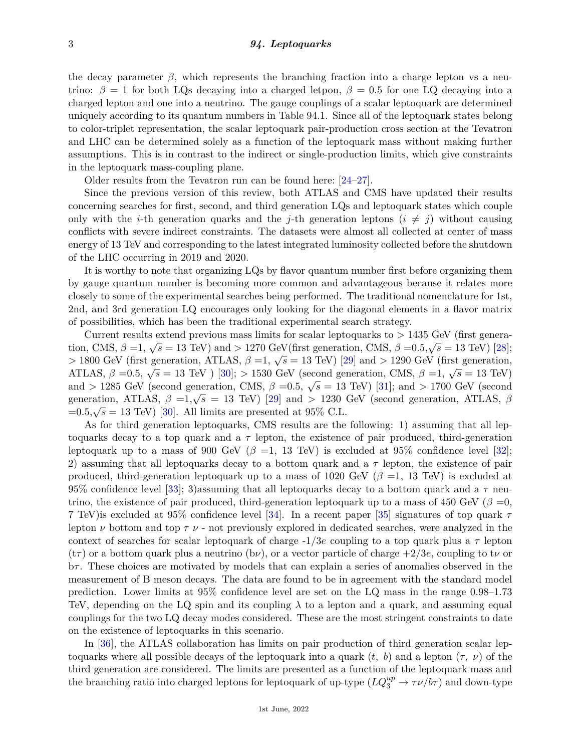the decay parameter $\beta$, which represents the branching fraction into a charge lepton vs a neutrino: $\beta = 1$ for both LQs decaying into a charged letpon, $\beta = 0.5$ for one LQ decaying into a charged lepton and one into a neutrino. The gauge couplings of a scalar leptoquark are determined uniquely according to its quantum numbers in Table 94.1. Since all of the leptoquark states belong to color-triplet representation, the scalar leptoquark pair-production cross section at the Tevatron and LHC can be determined solely as a function of the leptoquark mass without making further assumptions. This is in contrast to the indirect or single-production limits, which give constraints in the leptoquark mass-coupling plane.

Older results from the Tevatron run can be found here: [24–27].

Since the previous version of this review, both ATLAS and CMS have updated their results concerning searches for first, second, and third generation LQs and leptoquark states which couple only with the $i$-th generation quarks and the $j$-th generation leptons ($i \neq j$) without causing conflicts with severe indirect constraints. The datasets were almost all collected at center of mass energy of 13 TeV and corresponding to the latest integrated luminosity collected before the shutdown of the LHC occurring in 2019 and 2020.

It is worthy to note that organizing LQs by flavor quantum number first before organizing them by gauge quantum number is becoming more common and advantageous because it relates more closely to some of the experimental searches being performed. The traditional nomenclature for 1st, 2nd, and 3rd generation LQ encourages only looking for the diagonal elements in a flavor matrix of possibilities, which has been the traditional experimental search strategy.

Current results extend previous mass limits for scalar leptoquarks to > 1435 GeV (first generation, CMS, $\beta$ =1, $\sqrt{s}$ = 13 TeV) and > 1270 GeV(first generation, CMS, $\beta$ =0.5,$\sqrt{s}$ = 13 TeV) [28]; > 1800 GeV (first generation, ATLAS, $\beta$ =1, $\sqrt{s}$ = 13 TeV) [29] and > 1290 GeV (first generation, ATLAS, $\beta$ =0.5, $\sqrt{s}$ = 13 TeV ) [30]; > 1530 GeV (second generation, CMS, $\beta$ =1, $\sqrt{s}$ = 13 TeV) and > 1285 GeV (second generation, CMS, $\beta$ =0.5, $\sqrt{s}$ = 13 TeV) [31]; and > 1700 GeV (second generation, ATLAS, $\beta$ =1,$\sqrt{s}$ = 13 TeV) [29] and > 1230 GeV (second generation, ATLAS, $\beta$ =0.5,$\sqrt{s}$ = 13 TeV) [30]. All limits are presented at 95% C.L.

As for third generation leptoquarks, CMS results are the following: 1) assuming that all leptoquarks decay to a top quark and a $\tau$ lepton, the existence of pair produced, third-generation leptoquark up to a mass of 900 GeV ($\beta$ =1, 13 TeV) is excluded at 95% confidence level [32]; 2) assuming that all leptoquarks decay to a bottom quark and a $\tau$ lepton, the existence of pair produced, third-generation leptoquark up to a mass of 1020 GeV ($\beta$ =1, 13 TeV) is excluded at 95% confidence level [33]; 3)assuming that all leptoquarks decay to a bottom quark and a $\tau$ neutrino, the existence of pair produced, third-generation leptoquark up to a mass of 450 GeV ($\beta$ =0, 7 TeV)is excluded at 95% confidence level [34]. In a recent paper [35] signatures of top quark $\tau$ lepton $\nu$ bottom and top $\tau$ $\nu$ - not previously explored in dedicated searches, were analyzed in the context of searches for scalar leptoquark of charge -1/3$e$ coupling to a top quark plus a $\tau$ lepton (t$\tau$) or a bottom quark plus a neutrino (b$\nu$), or a vector particle of charge +2/3$e$, coupling to t$\nu$ or b$\tau$. These choices are motivated by models that can explain a series of anomalies observed in the measurement of B meson decays. The data are found to be in agreement with the standard model prediction. Lower limits at 95% confidence level are set on the LQ mass in the range 0.98–1.73 TeV, depending on the LQ spin and its coupling $\lambda$ to a lepton and a quark, and assuming equal couplings for the two LQ decay modes considered. These are the most stringent constraints to date on the existence of leptoquarks in this scenario.

In [36], the ATLAS collaboration has limits on pair production of third generation scalar leptoquarks where all possible decays of the leptoquark into a quark ($t$, $b$) and a lepton ($\tau$, $\nu$) of the third generation are considered. The limits are presented as a function of the leptoquark mass and the branching ratio into charged leptons for leptoquark of up-type ($LQ_3^{up} \rightarrow \tau\nu/b\tau$) and down-type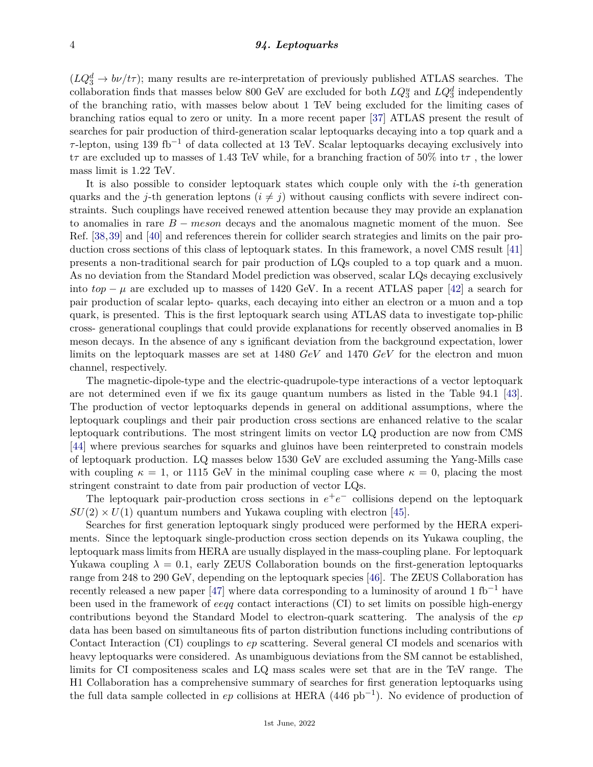($LQ_3^d \to b\nu/t\tau$); many results are re-interpretation of previously published ATLAS searches. The collaboration finds that masses below 800 GeV are excluded for both $LQ_3^u$ and $LQ_3^d$ independently of the branching ratio, with masses below about 1 TeV being excluded for the limiting cases of branching ratios equal to zero or unity. In a more recent paper [37] ATLAS present the result of searches for pair production of third-generation scalar leptoquarks decaying into a top quark and a $\tau$-lepton, using 139 fb$^{-1}$ of data collected at 13 TeV. Scalar leptoquarks decaying exclusively into t$\tau$ are excluded up to masses of 1.43 TeV while, for a branching fraction of 50% into t$\tau$ , the lower mass limit is 1.22 TeV.

It is also possible to consider leptoquark states which couple only with the $i$-th generation quarks and the $j$-th generation leptons ($i \neq j$) without causing conflicts with severe indirect constraints. Such couplings have received renewed attention because they may provide an explanation to anomalies in rare $B - meson$ decays and the anomalous magnetic moment of the muon. See Ref. [38,39] and [40] and references therein for collider search strategies and limits on the pair production cross sections of this class of leptoquark states. In this framework, a novel CMS result [41] presents a non-traditional search for pair production of LQs coupled to a top quark and a muon. As no deviation from the Standard Model prediction was observed, scalar LQs decaying exclusively into $top - \mu$ are excluded up to masses of 1420 GeV. In a recent ATLAS paper [42] a search for pair production of scalar lepto- quarks, each decaying into either an electron or a muon and a top quark, is presented. This is the first leptoquark search using ATLAS data to investigate top-philic cross- generational couplings that could provide explanations for recently observed anomalies in B meson decays. In the absence of any s ignificant deviation from the background expectation, lower limits on the leptoquark masses are set at 1480 $GeV$ and 1470 $GeV$ for the electron and muon channel, respectively.

The magnetic-dipole-type and the electric-quadrupole-type interactions of a vector leptoquark are not determined even if we fix its gauge quantum numbers as listed in the Table 94.1 [43]. The production of vector leptoquarks depends in general on additional assumptions, where the leptoquark couplings and their pair production cross sections are enhanced relative to the scalar leptoquark contributions. The most stringent limits on vector LQ production are now from CMS [44] where previous searches for squarks and gluinos have been reinterpreted to constrain models of leptoquark production. LQ masses below 1530 GeV are excluded assuming the Yang-Mills case with coupling $\kappa = 1$, or 1115 GeV in the minimal coupling case where $\kappa = 0$, placing the most stringent constraint to date from pair production of vector LQs.

The leptoquark pair-production cross sections in $e^+e^-$ collisions depend on the leptoquark $SU(2) \times U(1)$ quantum numbers and Yukawa coupling with electron [45].

Searches for first generation leptoquark singly produced were performed by the HERA experiments. Since the leptoquark single-production cross section depends on its Yukawa coupling, the leptoquark mass limits from HERA are usually displayed in the mass-coupling plane. For leptoquark Yukawa coupling $\lambda = 0.1$, early ZEUS Collaboration bounds on the first-generation leptoquarks range from 248 to 290 GeV, depending on the leptoquark species [46]. The ZEUS Collaboration has recently released a new paper [47] where data corresponding to a luminosity of around 1 fb$^{-1}$ have been used in the framework of $eeqq$ contact interactions (CI) to set limits on possible high-energy contributions beyond the Standard Model to electron-quark scattering. The analysis of the $ep$ data has been based on simultaneous fits of parton distribution functions including contributions of Contact Interaction (CI) couplings to $ep$ scattering. Several general CI models and scenarios with heavy leptoquarks were considered. As unambiguous deviations from the SM cannot be established, limits for CI compositeness scales and LQ mass scales were set that are in the TeV range. The H1 Collaboration has a comprehensive summary of searches for first generation leptoquarks using the full data sample collected in $ep$ collisions at HERA (446 pb$^{-1}$). No evidence of production of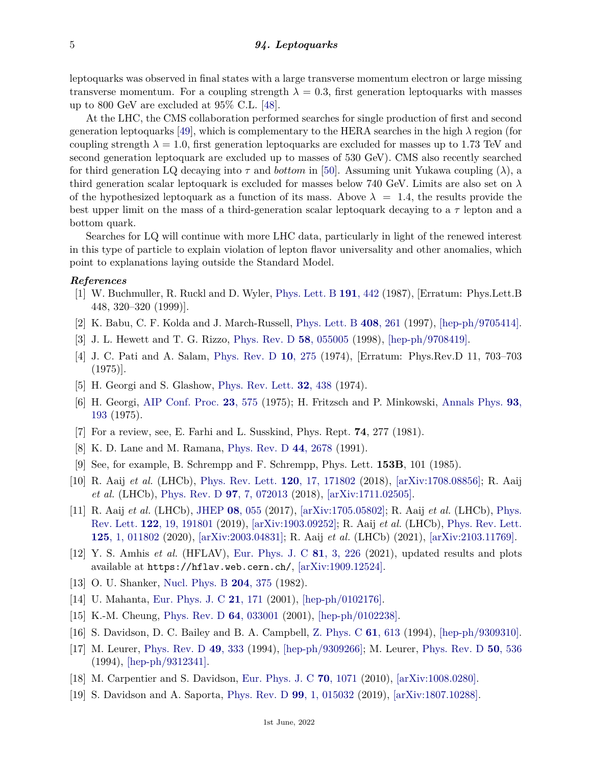leptoquarks was observed in final states with a large transverse momentum electron or large missing transverse momentum. For a coupling strength $\lambda = 0.3$, first generation leptoquarks with masses up to 800 GeV are excluded at 95% C.L. [48].

At the LHC, the CMS collaboration performed searches for single production of first and second generation leptoquarks [49], which is complementary to the HERA searches in the high $\lambda$ region (for coupling strength $\lambda = 1.0$, first generation leptoquarks are excluded for masses up to 1.73 TeV and second generation leptoquark are excluded up to masses of 530 GeV). CMS also recently searched for third generation LQ decaying into $\tau$ and *bottom* in [50]. Assuming unit Yukawa coupling ($\lambda$), a third generation scalar leptoquark is excluded for masses below 740 GeV. Limits are also set on $\lambda$ of the hypothesized leptoquark as a function of its mass. Above $\lambda = 1.4$, the results provide the best upper limit on the mass of a third-generation scalar leptoquark decaying to a $\tau$ lepton and a bottom quark.

Searches for LQ will continue with more LHC data, particularly in light of the renewed interest in this type of particle to explain violation of lepton flavor universality and other anomalies, which point to explanations laying outside the Standard Model.

***References***

[1] W. Buchmuller, R. Ruckl and D. Wyler, Phys. Lett. B **191**, 442 (1987), [Erratum: Phys.Lett.B 448, 320–320 (1999)].

[2] K. Babu, C. F. Kolda and J. March-Russell, Phys. Lett. B **408**, 261 (1997), [hep-ph/9705414].

[3] J. L. Hewett and T. G. Rizzo, Phys. Rev. D **58**, 055005 (1998), [hep-ph/9708419].

[4] J. C. Pati and A. Salam, Phys. Rev. D **10**, 275 (1974), [Erratum: Phys.Rev.D 11, 703–703 (1975)].

[5] H. Georgi and S. Glashow, Phys. Rev. Lett. **32**, 438 (1974).

[6] H. Georgi, AIP Conf. Proc. **23**, 575 (1975); H. Fritzsch and P. Minkowski, Annals Phys. **93**, 193 (1975).

[7] For a review, see, E. Farhi and L. Susskind, Phys. Rept. **74**, 277 (1981).

[8] K. D. Lane and M. Ramana, Phys. Rev. D **44**, 2678 (1991).

[9] See, for example, B. Schrempp and F. Schrempp, Phys. Lett. **153B**, 101 (1985).

[10] R. Aaij *et al.* (LHCb), Phys. Rev. Lett. **120**, 17, 171802 (2018), [arXiv:1708.08856]; R. Aaij *et al.* (LHCb), Phys. Rev. D **97**, 7, 072013 (2018), [arXiv:1711.02505].

[11] R. Aaij *et al.* (LHCb), JHEP **08**, 055 (2017), [arXiv:1705.05802]; R. Aaij *et al.* (LHCb), Phys. Rev. Lett. **122**, 19, 191801 (2019), [arXiv:1903.09252]; R. Aaij *et al.* (LHCb), Phys. Rev. Lett. **125**, 1, 011802 (2020), [arXiv:2003.04831]; R. Aaij *et al.* (LHCb) (2021), [arXiv:2103.11769].

[12] Y. S. Amhis *et al.* (HFLAV), Eur. Phys. J. C **81**, 3, 226 (2021), updated results and plots available at `https://hflav.web.cern.ch/`, [arXiv:1909.12524].

[13] O. U. Shanker, Nucl. Phys. B **204**, 375 (1982).

[14] U. Mahanta, Eur. Phys. J. C **21**, 171 (2001), [hep-ph/0102176].

[15] K.-M. Cheung, Phys. Rev. D **64**, 033001 (2001), [hep-ph/0102238].

[16] S. Davidson, D. C. Bailey and B. A. Campbell, Z. Phys. C **61**, 613 (1994), [hep-ph/9309310].

[17] M. Leurer, Phys. Rev. D **49**, 333 (1994), [hep-ph/9309266]; M. Leurer, Phys. Rev. D **50**, 536 (1994), [hep-ph/9312341].

[18] M. Carpentier and S. Davidson, Eur. Phys. J. C **70**, 1071 (2010), [arXiv:1008.0280].

[19] S. Davidson and A. Saporta, Phys. Rev. D **99**, 1, 015032 (2019), [arXiv:1807.10288].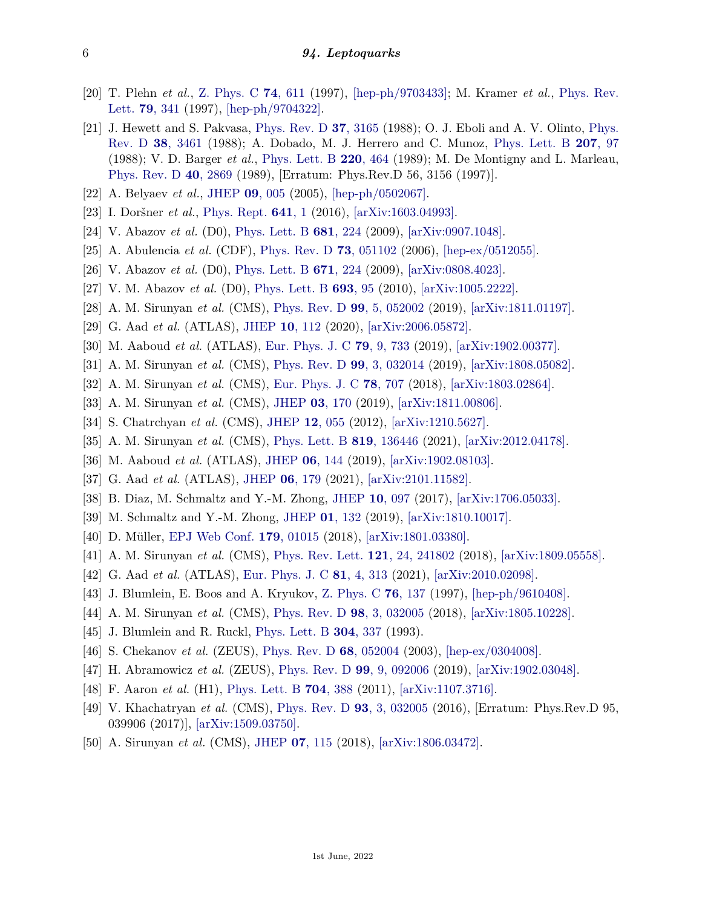[20] T. Plehn *et al.*, Z. Phys. C **74**, 611 (1997), [hep-ph/9703433]; M. Kramer *et al.*, Phys. Rev. Lett. **79**, 341 (1997), [hep-ph/9704322].

[21] J. Hewett and S. Pakvasa, Phys. Rev. D **37**, 3165 (1988); O. J. Eboli and A. V. Olinto, Phys. Rev. D **38**, 3461 (1988); A. Dobado, M. J. Herrero and C. Munoz, Phys. Lett. B **207**, 97 (1988); V. D. Barger *et al.*, Phys. Lett. B **220**, 464 (1989); M. De Montigny and L. Marleau, Phys. Rev. D **40**, 2869 (1989), [Erratum: Phys.Rev.D 56, 3156 (1997)].

[22] A. Belyaev *et al.*, JHEP **09**, 005 (2005), [hep-ph/0502067].

[23] I. Doršner *et al.*, Phys. Rept. **641**, 1 (2016), [arXiv:1603.04993].

[24] V. Abazov *et al.* (D0), Phys. Lett. B **681**, 224 (2009), [arXiv:0907.1048].

[25] A. Abulencia *et al.* (CDF), Phys. Rev. D **73**, 051102 (2006), [hep-ex/0512055].

[26] V. Abazov *et al.* (D0), Phys. Lett. B **671**, 224 (2009), [arXiv:0808.4023].

[27] V. M. Abazov *et al.* (D0), Phys. Lett. B **693**, 95 (2010), [arXiv:1005.2222].

[28] A. M. Sirunyan *et al.* (CMS), Phys. Rev. D **99**, 5, 052002 (2019), [arXiv:1811.01197].

[29] G. Aad *et al.* (ATLAS), JHEP **10**, 112 (2020), [arXiv:2006.05872].

[30] M. Aaboud *et al.* (ATLAS), Eur. Phys. J. C **79**, 9, 733 (2019), [arXiv:1902.00377].

[31] A. M. Sirunyan *et al.* (CMS), Phys. Rev. D **99**, 3, 032014 (2019), [arXiv:1808.05082].

[32] A. M. Sirunyan *et al.* (CMS), Eur. Phys. J. C **78**, 707 (2018), [arXiv:1803.02864].

[33] A. M. Sirunyan *et al.* (CMS), JHEP **03**, 170 (2019), [arXiv:1811.00806].

[34] S. Chatrchyan *et al.* (CMS), JHEP **12**, 055 (2012), [arXiv:1210.5627].

[35] A. M. Sirunyan *et al.* (CMS), Phys. Lett. B **819**, 136446 (2021), [arXiv:2012.04178].

[36] M. Aaboud *et al.* (ATLAS), JHEP **06**, 144 (2019), [arXiv:1902.08103].

[37] G. Aad *et al.* (ATLAS), JHEP **06**, 179 (2021), [arXiv:2101.11582].

[38] B. Diaz, M. Schmaltz and Y.-M. Zhong, JHEP **10**, 097 (2017), [arXiv:1706.05033].

[39] M. Schmaltz and Y.-M. Zhong, JHEP **01**, 132 (2019), [arXiv:1810.10017].

[40] D. Müller, EPJ Web Conf. **179**, 01015 (2018), [arXiv:1801.03380].

[41] A. M. Sirunyan *et al.* (CMS), Phys. Rev. Lett. **121**, 24, 241802 (2018), [arXiv:1809.05558].

[42] G. Aad *et al.* (ATLAS), Eur. Phys. J. C **81**, 4, 313 (2021), [arXiv:2010.02098].

[43] J. Blumlein, E. Boos and A. Kryukov, Z. Phys. C **76**, 137 (1997), [hep-ph/9610408].

[44] A. M. Sirunyan *et al.* (CMS), Phys. Rev. D **98**, 3, 032005 (2018), [arXiv:1805.10228].

[45] J. Blumlein and R. Ruckl, Phys. Lett. B **304**, 337 (1993).

[46] S. Chekanov *et al.* (ZEUS), Phys. Rev. D **68**, 052004 (2003), [hep-ex/0304008].

[47] H. Abramowicz *et al.* (ZEUS), Phys. Rev. D **99**, 9, 092006 (2019), [arXiv:1902.03048].

[48] F. Aaron *et al.* (H1), Phys. Lett. B **704**, 388 (2011), [arXiv:1107.3716].

[49] V. Khachatryan *et al.* (CMS), Phys. Rev. D **93**, 3, 032005 (2016), [Erratum: Phys.Rev.D 95, 039906 (2017)], [arXiv:1509.03750].

[50] A. Sirunyan *et al.* (CMS), JHEP **07**, 115 (2018), [arXiv:1806.03472].